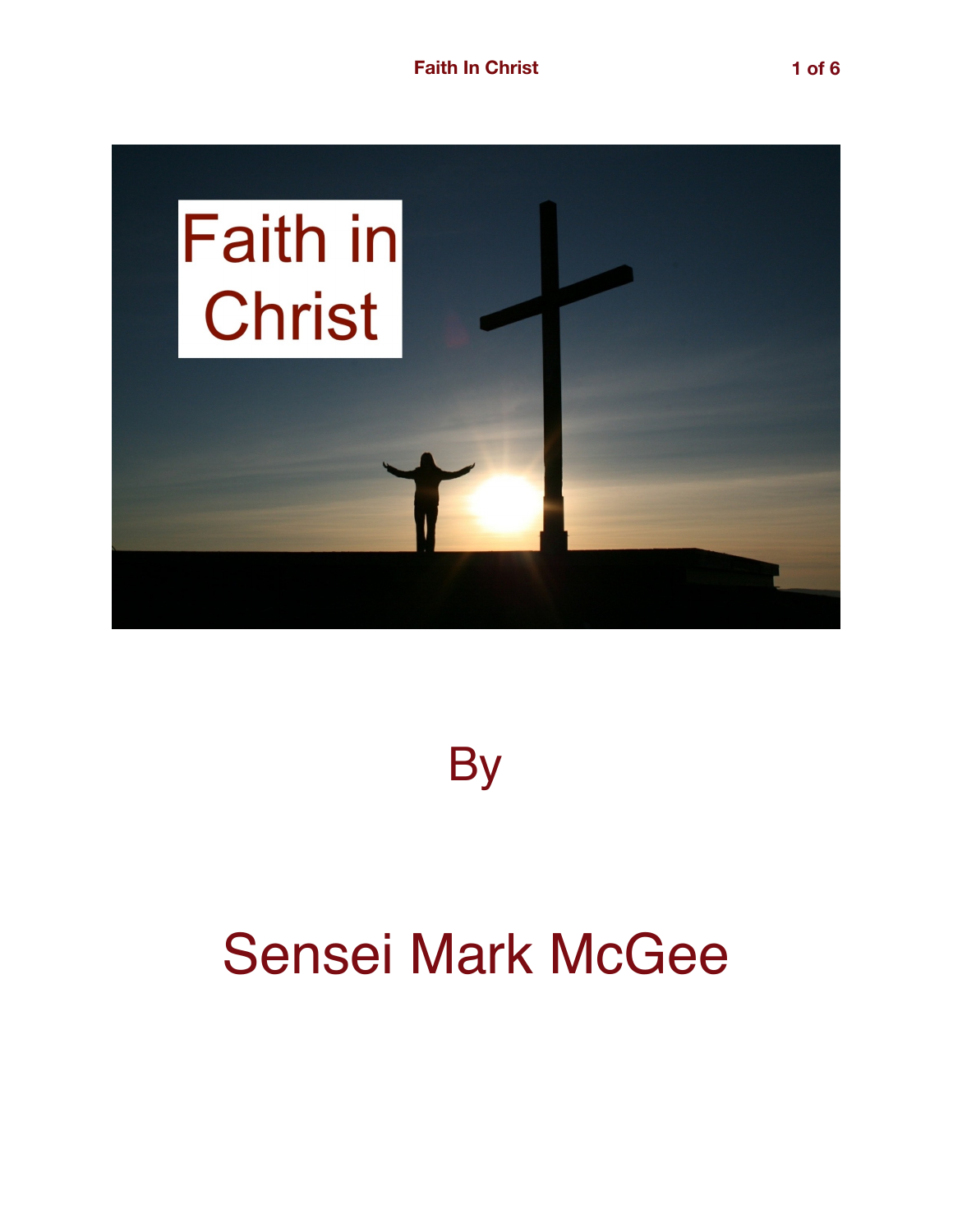# Faith in Christ

By

Sensei Mark McGee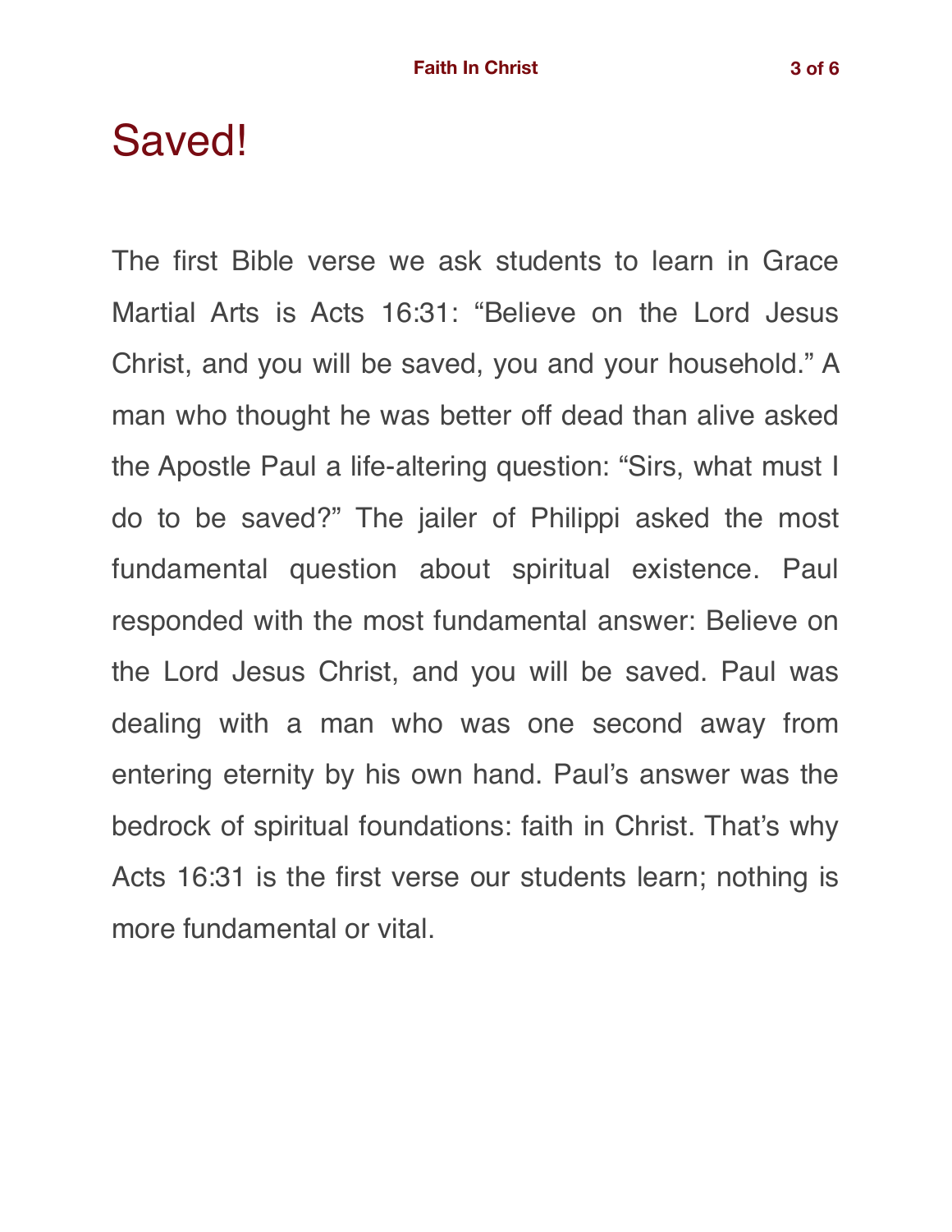# Saved!

The first Bible verse we ask students to learn in Grace Martial Arts is Acts 16:31: “Believe on the Lord Jesus Christ, and you will be saved, you and your household.” A man who thought he was better off dead than alive asked the Apostle Paul a life-altering question: “Sirs, what must I do to be saved?” The jailer of Philippi asked the most fundamental question about spiritual existence. Paul responded with the most fundamental answer: Believe on the Lord Jesus Christ, and you will be saved. Paul was dealing with a man who was one second away from entering eternity by his own hand. Paul’s answer was the bedrock of spiritual foundations: faith in Christ. That’s why Acts 16:31 is the first verse our students learn; nothing is more fundamental or vital.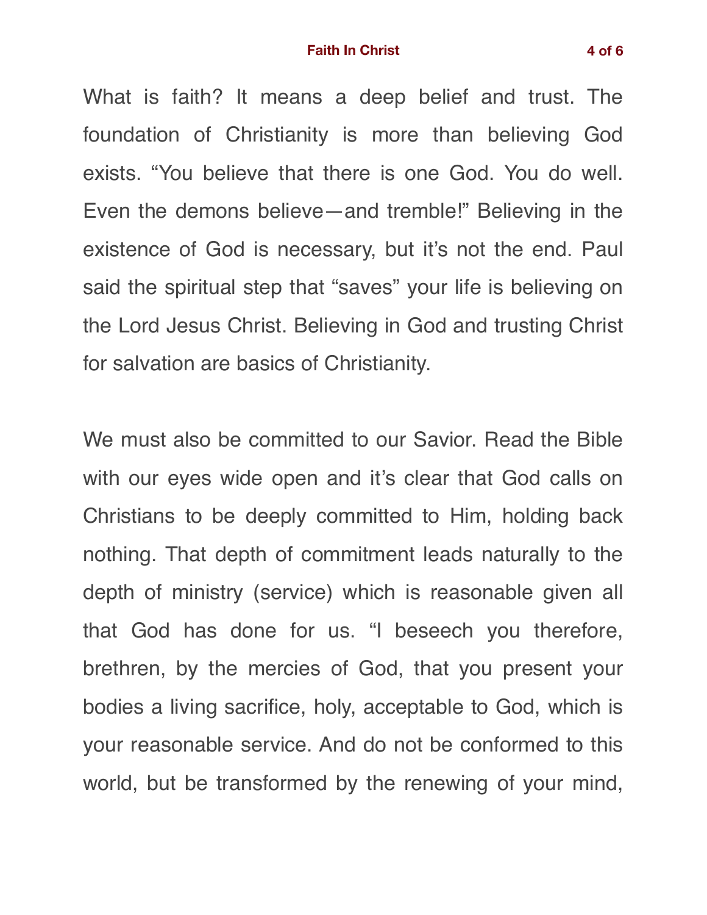What is faith? It means a deep belief and trust. The foundation of Christianity is more than believing God exists. "You believe that there is one God. You do well. Even the demons believe—and tremble!" Believing in the existence of God is necessary, but it's not the end. Paul said the spiritual step that "saves" your life is believing on the Lord Jesus Christ. Believing in God and trusting Christ for salvation are basics of Christianity.

We must also be committed to our Savior. Read the Bible with our eyes wide open and it's clear that God calls on Christians to be deeply committed to Him, holding back nothing. That depth of commitment leads naturally to the depth of ministry (service) which is reasonable given all that God has done for us. "I beseech you therefore, brethren, by the mercies of God, that you present your bodies a living sacrifice, holy, acceptable to God, which is your reasonable service. And do not be conformed to this world, but be transformed by the renewing of your mind,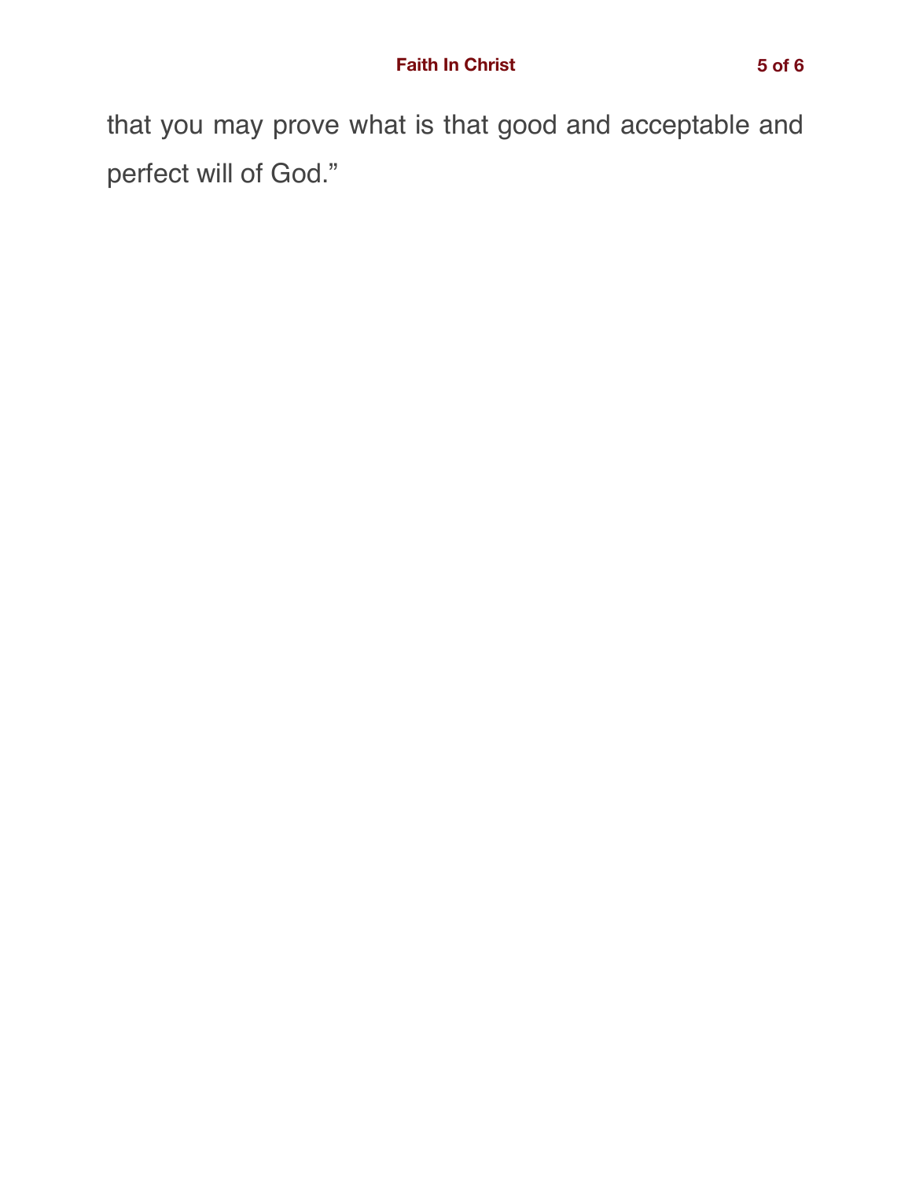that you may prove what is that good and acceptable and perfect will of God.”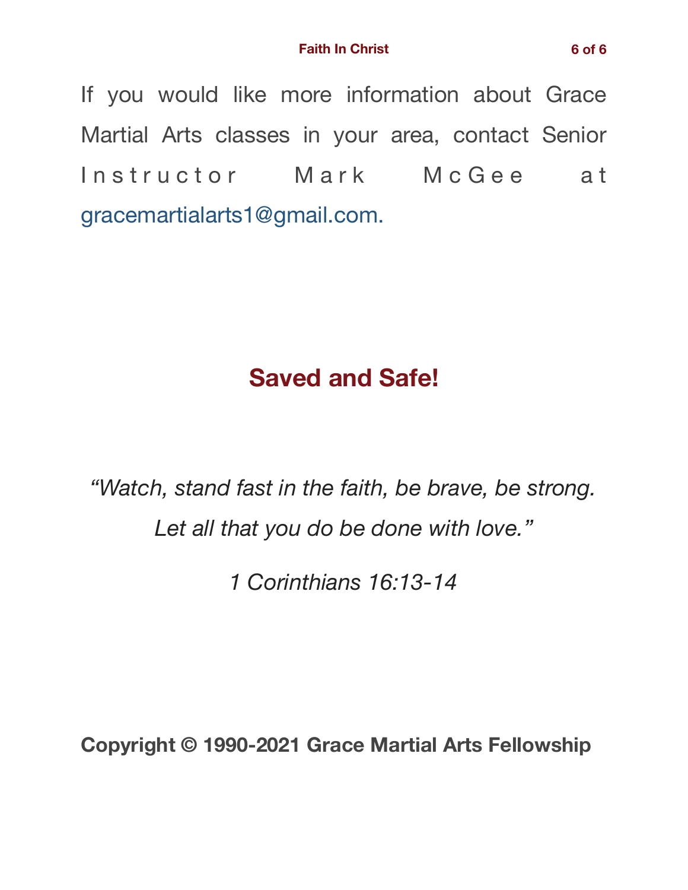If you would like more information about Grace Martial Arts classes in your area, contact Senior Instructor Mark McGee at gracemartialarts1@gmail.com.

## Saved and Safe!

*"Watch, stand fast in the faith, be brave, be strong. Let all that you do be done with love."*

*1 Corinthians 16:13-14*

**Copyright © 1990-2021 Grace Martial Arts Fellowship**